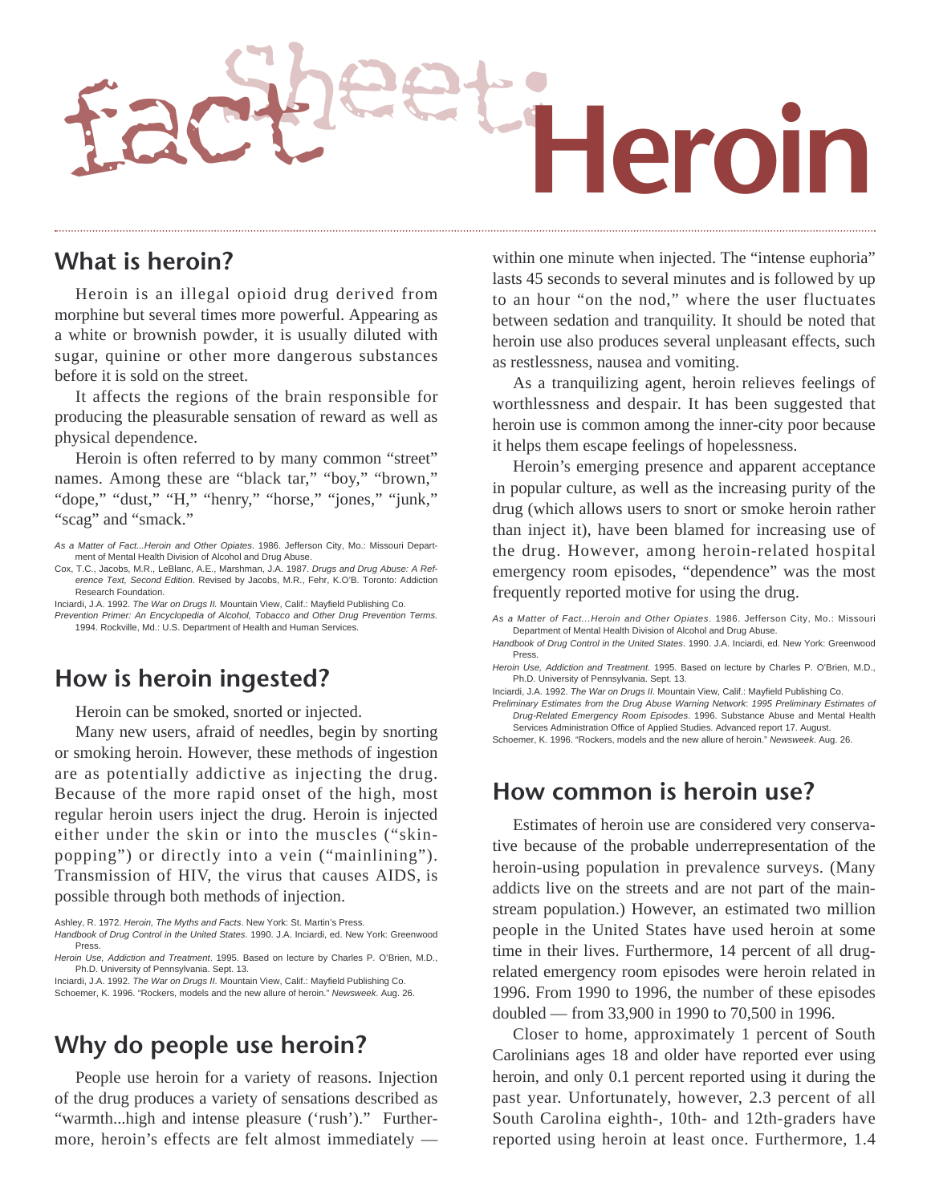# factSheet: Heroin

## What is heroin?

Heroin is an illegal opioid drug derived from morphine but several times more powerful. Appearing as a white or brownish powder, it is usually diluted with sugar, quinine or other more dangerous substances before it is sold on the street.

It affects the regions of the brain responsible for producing the pleasurable sensation of reward as well as physical dependence.

Heroin is often referred to by many common "street" names. Among these are "black tar," "boy," "brown," "dope," "dust," "H," "henry," "horse," "jones," "junk," "scag" and "smack."

*As a Matter of Fact...Heroin and Other Opiates*. 1986. Jefferson City, Mo.: Missouri Department of Mental Health Division of Alcohol and Drug Abuse.
Cox, T.C., Jacobs, M.R., LeBlanc, A.E., Marshman, J.A. 1987. *Drugs and Drug Abuse: A Reference Text, Second Edition*. Revised by Jacobs, M.R., Fehr, K.O'B. Toronto: Addiction Research Foundation.
Inciardi, J.A. 1992. *The War on Drugs II.* Mountain View, Calif.: Mayfield Publishing Co.
*Prevention Primer: An Encyclopedia of Alcohol, Tobacco and Other Drug Prevention Terms.* 1994. Rockville, Md.: U.S. Department of Health and Human Services.

## How is heroin ingested?

Heroin can be smoked, snorted or injected.

Many new users, afraid of needles, begin by snorting or smoking heroin. However, these methods of ingestion are as potentially addictive as injecting the drug. Because of the more rapid onset of the high, most regular heroin users inject the drug. Heroin is injected either under the skin or into the muscles ("skin-popping") or directly into a vein ("mainlining"). Transmission of HIV, the virus that causes AIDS, is possible through both methods of injection.

Ashley, R. 1972. *Heroin, The Myths and Facts*. New York: St. Martin's Press.
*Handbook of Drug Control in the United States*. 1990. J.A. Inciardi, ed. New York: Greenwood Press.
*Heroin Use, Addiction and Treatment*. 1995. Based on lecture by Charles P. O'Brien, M.D., Ph.D. University of Pennsylvania. Sept. 13.
Inciardi, J.A. 1992. *The War on Drugs II*. Mountain View, Calif.: Mayfield Publishing Co.
Schoemer, K. 1996. "Rockers, models and the new allure of heroin." *Newsweek*. Aug. 26.

## Why do people use heroin?

People use heroin for a variety of reasons. Injection of the drug produces a variety of sensations described as "warmth...high and intense pleasure ('rush')." Furthermore, heroin's effects are felt almost immediately — within one minute when injected. The "intense euphoria" lasts 45 seconds to several minutes and is followed by up to an hour "on the nod," where the user fluctuates between sedation and tranquility. It should be noted that heroin use also produces several unpleasant effects, such as restlessness, nausea and vomiting.

As a tranquilizing agent, heroin relieves feelings of worthlessness and despair. It has been suggested that heroin use is common among the inner-city poor because it helps them escape feelings of hopelessness.

Heroin's emerging presence and apparent acceptance in popular culture, as well as the increasing purity of the drug (which allows users to snort or smoke heroin rather than inject it), have been blamed for increasing use of the drug. However, among heroin-related hospital emergency room episodes, "dependence" was the most frequently reported motive for using the drug.

*As a Matter of Fact...Heroin and Other Opiates*. 1986. Jefferson City, Mo.: Missouri Department of Mental Health Division of Alcohol and Drug Abuse.
*Handbook of Drug Control in the United States*. 1990. J.A. Inciardi, ed. New York: Greenwood Press.
*Heroin Use, Addiction and Treatment*. 1995. Based on lecture by Charles P. O'Brien, M.D., Ph.D. University of Pennsylvania. Sept. 13.
Inciardi, J.A. 1992. *The War on Drugs II*. Mountain View, Calif.: Mayfield Publishing Co.
*Preliminary Estimates from the Drug Abuse Warning Network: 1995 Preliminary Estimates of Drug-Related Emergency Room Episodes*. 1996. Substance Abuse and Mental Health Services Administration Office of Applied Studies. Advanced report 17. August.
Schoemer, K. 1996. "Rockers, models and the new allure of heroin." *Newsweek*. Aug. 26.

## How common is heroin use?

Estimates of heroin use are considered very conservative because of the probable underrepresentation of the heroin-using population in prevalence surveys. (Many addicts live on the streets and are not part of the mainstream population.) However, an estimated two million people in the United States have used heroin at some time in their lives. Furthermore, 14 percent of all drug-related emergency room episodes were heroin related in 1996. From 1990 to 1996, the number of these episodes doubled — from 33,900 in 1990 to 70,500 in 1996.

Closer to home, approximately 1 percent of South Carolinians ages 18 and older have reported ever using heroin, and only 0.1 percent reported using it during the past year. Unfortunately, however, 2.3 percent of all South Carolina eighth-, 10th- and 12th-graders have reported using heroin at least once. Furthermore, 1.4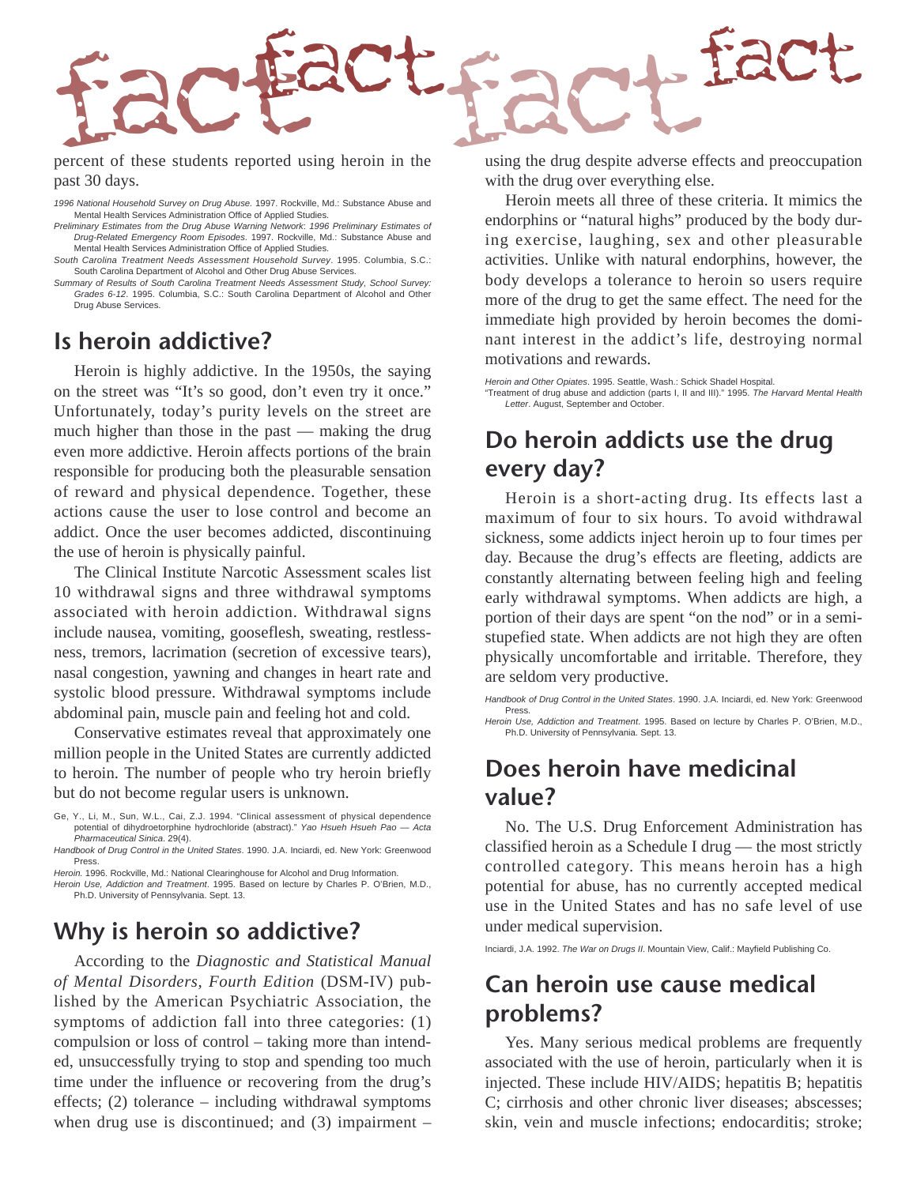percent of these students reported using heroin in the past 30 days.

*1996 National Household Survey on Drug Abuse*. 1997. Rockville, Md.: Substance Abuse and Mental Health Services Administration Office of Applied Studies.
*Preliminary Estimates from the Drug Abuse Warning Network: 1996 Preliminary Estimates of Drug-Related Emergency Room Episodes*. 1997. Rockville, Md.: Substance Abuse and Mental Health Services Administration Office of Applied Studies.
*South Carolina Treatment Needs Assessment Household Survey*. 1995. Columbia, S.C.: South Carolina Department of Alcohol and Other Drug Abuse Services.
*Summary of Results of South Carolina Treatment Needs Assessment Study, School Survey: Grades 6-12*. 1995. Columbia, S.C.: South Carolina Department of Alcohol and Other Drug Abuse Services.

## Is heroin addictive?

Heroin is highly addictive. In the 1950s, the saying on the street was "It's so good, don't even try it once." Unfortunately, today's purity levels on the street are much higher than those in the past — making the drug even more addictive. Heroin affects portions of the brain responsible for producing both the pleasurable sensation of reward and physical dependence. Together, these actions cause the user to lose control and become an addict. Once the user becomes addicted, discontinuing the use of heroin is physically painful.

The Clinical Institute Narcotic Assessment scales list 10 withdrawal signs and three withdrawal symptoms associated with heroin addiction. Withdrawal signs include nausea, vomiting, gooseflesh, sweating, restlessness, tremors, lacrimation (secretion of excessive tears), nasal congestion, yawning and changes in heart rate and systolic blood pressure. Withdrawal symptoms include abdominal pain, muscle pain and feeling hot and cold.

Conservative estimates reveal that approximately one million people in the United States are currently addicted to heroin. The number of people who try heroin briefly but do not become regular users is unknown.

Ge, Y., Li, M., Sun, W.L., Cai, Z.J. 1994. "Clinical assessment of physical dependence potential of dihydroetorphine hydrochloride (abstract)." *Yao Hsueh Hsueh Pao — Acta Pharmaceutical Sinica*. 29(4).
*Handbook of Drug Control in the United States*. 1990. J.A. Inciardi, ed. New York: Greenwood Press.
*Heroin*. 1996. Rockville, Md.: National Clearinghouse for Alcohol and Drug Information.
*Heroin Use, Addiction and Treatment*. 1995. Based on lecture by Charles P. O'Brien, M.D., Ph.D. University of Pennsylvania. Sept. 13.

## Why is heroin so addictive?

According to the *Diagnostic and Statistical Manual of Mental Disorders, Fourth Edition* (DSM-IV) published by the American Psychiatric Association, the symptoms of addiction fall into three categories: (1) compulsion or loss of control – taking more than intended, unsuccessfully trying to stop and spending too much time under the influence or recovering from the drug's effects; (2) tolerance – including withdrawal symptoms when drug use is discontinued; and (3) impairment – using the drug despite adverse effects and preoccupation with the drug over everything else.

Heroin meets all three of these criteria. It mimics the endorphins or "natural highs" produced by the body during exercise, laughing, sex and other pleasurable activities. Unlike with natural endorphins, however, the body develops a tolerance to heroin so users require more of the drug to get the same effect. The need for the immediate high provided by heroin becomes the dominant interest in the addict's life, destroying normal motivations and rewards.

*Heroin and Other Opiates*. 1995. Seattle, Wash.: Schick Shadel Hospital.
"Treatment of drug abuse and addiction (parts I, II and III)." 1995. *The Harvard Mental Health Letter*. August, September and October.

## Do heroin addicts use the drug every day?

Heroin is a short-acting drug. Its effects last a maximum of four to six hours. To avoid withdrawal sickness, some addicts inject heroin up to four times per day. Because the drug's effects are fleeting, addicts are constantly alternating between feeling high and feeling early withdrawal symptoms. When addicts are high, a portion of their days are spent "on the nod" or in a semi-stupefied state. When addicts are not high they are often physically uncomfortable and irritable. Therefore, they are seldom very productive.

*Handbook of Drug Control in the United States*. 1990. J.A. Inciardi, ed. New York: Greenwood Press.
*Heroin Use, Addiction and Treatment*. 1995. Based on lecture by Charles P. O'Brien, M.D., Ph.D. University of Pennsylvania. Sept. 13.

## Does heroin have medicinal value?

No. The U.S. Drug Enforcement Administration has classified heroin as a Schedule I drug — the most strictly controlled category. This means heroin has a high potential for abuse, has no currently accepted medical use in the United States and has no safe level of use under medical supervision.

Inciardi, J.A. 1992. *The War on Drugs II*. Mountain View, Calif.: Mayfield Publishing Co.

## Can heroin use cause medical problems?

Yes. Many serious medical problems are frequently associated with the use of heroin, particularly when it is injected. These include HIV/AIDS; hepatitis B; hepatitis C; cirrhosis and other chronic liver diseases; abscesses; skin, vein and muscle infections; endocarditis; stroke;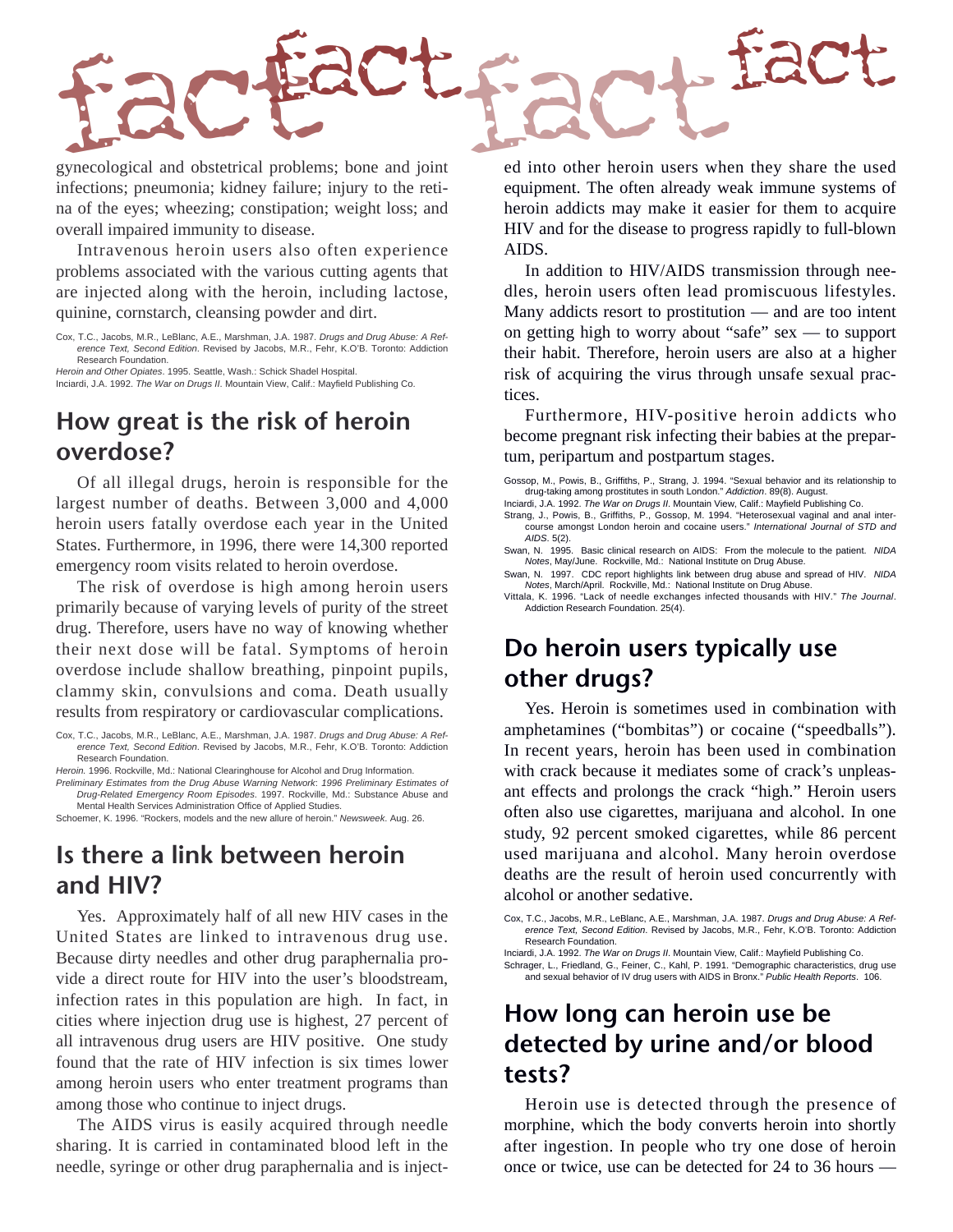gynecological and obstetrical problems; bone and joint infections; pneumonia; kidney failure; injury to the retina of the eyes; wheezing; constipation; weight loss; and overall impaired immunity to disease.

Intravenous heroin users also often experience problems associated with the various cutting agents that are injected along with the heroin, including lactose, quinine, cornstarch, cleansing powder and dirt.

Cox, T.C., Jacobs, M.R., LeBlanc, A.E., Marshman, J.A. 1987. *Drugs and Drug Abuse: A Reference Text, Second Edition*. Revised by Jacobs, M.R., Fehr, K.O'B. Toronto: Addiction Research Foundation.
*Heroin and Other Opiates*. 1995. Seattle, Wash.: Schick Shadel Hospital.
Inciardi, J.A. 1992. *The War on Drugs II*. Mountain View, Calif.: Mayfield Publishing Co.

## How great is the risk of heroin overdose?

Of all illegal drugs, heroin is responsible for the largest number of deaths. Between 3,000 and 4,000 heroin users fatally overdose each year in the United States. Furthermore, in 1996, there were 14,300 reported emergency room visits related to heroin overdose.

The risk of overdose is high among heroin users primarily because of varying levels of purity of the street drug. Therefore, users have no way of knowing whether their next dose will be fatal. Symptoms of heroin overdose include shallow breathing, pinpoint pupils, clammy skin, convulsions and coma. Death usually results from respiratory or cardiovascular complications.

Cox, T.C., Jacobs, M.R., LeBlanc, A.E., Marshman, J.A. 1987. *Drugs and Drug Abuse: A Reference Text, Second Edition*. Revised by Jacobs, M.R., Fehr, K.O'B. Toronto: Addiction Research Foundation.
*Heroin*. 1996. Rockville, Md.: National Clearinghouse for Alcohol and Drug Information.
*Preliminary Estimates from the Drug Abuse Warning Network: 1996 Preliminary Estimates of Drug-Related Emergency Room Episodes*. 1997. Rockville, Md.: Substance Abuse and Mental Health Services Administration Office of Applied Studies.
Schoemer, K. 1996. "Rockers, models and the new allure of heroin." *Newsweek*. Aug. 26.

## Is there a link between heroin and HIV?

Yes. Approximately half of all new HIV cases in the United States are linked to intravenous drug use. Because dirty needles and other drug paraphernalia provide a direct route for HIV into the user's bloodstream, infection rates in this population are high. In fact, in cities where injection drug use is highest, 27 percent of all intravenous drug users are HIV positive. One study found that the rate of HIV infection is six times lower among heroin users who enter treatment programs than among those who continue to inject drugs.

The AIDS virus is easily acquired through needle sharing. It is carried in contaminated blood left in the needle, syringe or other drug paraphernalia and is injected into other heroin users when they share the used equipment. The often already weak immune systems of heroin addicts may make it easier for them to acquire HIV and for the disease to progress rapidly to full-blown AIDS.

In addition to HIV/AIDS transmission through needles, heroin users often lead promiscuous lifestyles. Many addicts resort to prostitution — and are too intent on getting high to worry about "safe" sex — to support their habit. Therefore, heroin users are also at a higher risk of acquiring the virus through unsafe sexual practices.

Furthermore, HIV-positive heroin addicts who become pregnant risk infecting their babies at the prepartum, peripartum and postpartum stages.

Gossop, M., Powis, B., Griffiths, P., Strang, J. 1994. "Sexual behavior and its relationship to drug-taking among prostitutes in south London." *Addiction*. 89(8). August.
Inciardi, J.A. 1992. *The War on Drugs II*. Mountain View, Calif.: Mayfield Publishing Co.
Strang, J., Powis, B., Griffiths, P., Gossop, M. 1994. "Heterosexual vaginal and anal intercourse amongst London heroin and cocaine users." *International Journal of STD and AIDS*. 5(2).
Swan, N. 1995. Basic clinical research on AIDS: From the molecule to the patient. *NIDA Notes*, May/June. Rockville, Md.: National Institute on Drug Abuse.
Swan, N. 1997. CDC report highlights link between drug abuse and spread of HIV. *NIDA Notes*, March/April. Rockville, Md.: National Institute on Drug Abuse.
Vittala, K. 1996. "Lack of needle exchanges infected thousands with HIV." *The Journal*. Addiction Research Foundation. 25(4).

## Do heroin users typically use other drugs?

Yes. Heroin is sometimes used in combination with amphetamines ("bombitas") or cocaine ("speedballs"). In recent years, heroin has been used in combination with crack because it mediates some of crack's unpleasant effects and prolongs the crack "high." Heroin users often also use cigarettes, marijuana and alcohol. In one study, 92 percent smoked cigarettes, while 86 percent used marijuana and alcohol. Many heroin overdose deaths are the result of heroin used concurrently with alcohol or another sedative.

Cox, T.C., Jacobs, M.R., LeBlanc, A.E., Marshman, J.A. 1987. *Drugs and Drug Abuse: A Reference Text, Second Edition*. Revised by Jacobs, M.R., Fehr, K.O'B. Toronto: Addiction Research Foundation.
Inciardi, J.A. 1992. *The War on Drugs II*. Mountain View, Calif.: Mayfield Publishing Co.
Schrager, L., Friedland, G., Feiner, C., Kahl, P. 1991. "Demographic characteristics, drug use and sexual behavior of IV drug users with AIDS in Bronx." *Public Health Reports*. 106.

## How long can heroin use be detected by urine and/or blood tests?

Heroin use is detected through the presence of morphine, which the body converts heroin into shortly after ingestion. In people who try one dose of heroin once or twice, use can be detected for 24 to 36 hours —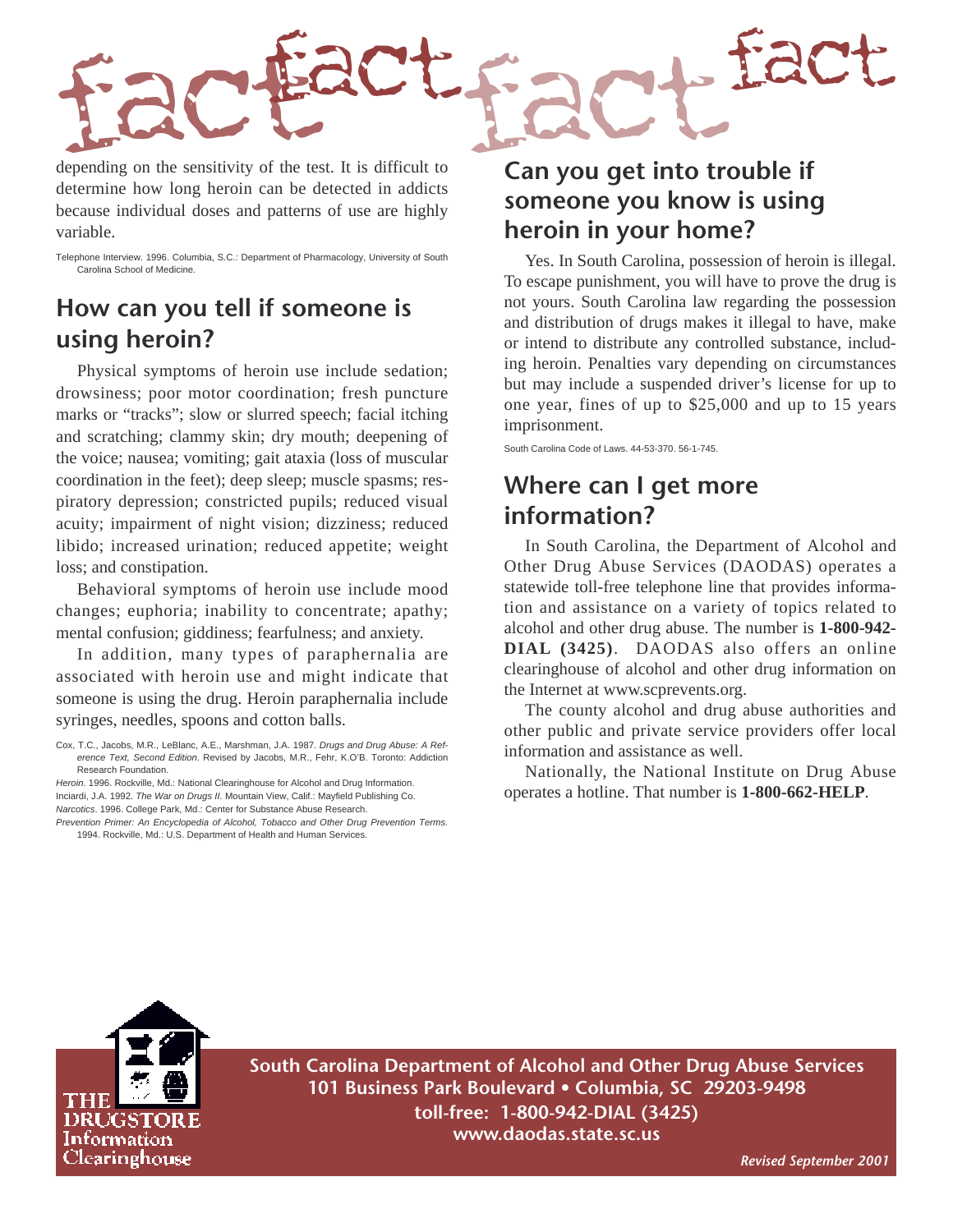depending on the sensitivity of the test. It is difficult to determine how long heroin can be detected in addicts because individual doses and patterns of use are highly variable.

Telephone Interview. 1996. Columbia, S.C.: Department of Pharmacology, University of South Carolina School of Medicine.

## How can you tell if someone is using heroin?

Physical symptoms of heroin use include sedation; drowsiness; poor motor coordination; fresh puncture marks or "tracks"; slow or slurred speech; facial itching and scratching; clammy skin; dry mouth; deepening of the voice; nausea; vomiting; gait ataxia (loss of muscular coordination in the feet); deep sleep; muscle spasms; respiratory depression; constricted pupils; reduced visual acuity; impairment of night vision; dizziness; reduced libido; increased urination; reduced appetite; weight loss; and constipation.

Behavioral symptoms of heroin use include mood changes; euphoria; inability to concentrate; apathy; mental confusion; giddiness; fearfulness; and anxiety.

In addition, many types of paraphernalia are associated with heroin use and might indicate that someone is using the drug. Heroin paraphernalia include syringes, needles, spoons and cotton balls.

Cox, T.C., Jacobs, M.R., LeBlanc, A.E., Marshman, J.A. 1987. *Drugs and Drug Abuse: A Reference Text, Second Edition*. Revised by Jacobs, M.R., Fehr, K.O'B. Toronto: Addiction Research Foundation.
*Heroin*. 1996. Rockville, Md.: National Clearinghouse for Alcohol and Drug Information.
Inciardi, J.A. 1992. *The War on Drugs II*. Mountain View, Calif.: Mayfield Publishing Co.
*Narcotics*. 1996. College Park, Md.: Center for Substance Abuse Research.
*Prevention Primer: An Encyclopedia of Alcohol, Tobacco and Other Drug Prevention Terms*. 1994. Rockville, Md.: U.S. Department of Health and Human Services.

## Can you get into trouble if someone you know is using heroin in your home?

Yes. In South Carolina, possession of heroin is illegal. To escape punishment, you will have to prove the drug is not yours. South Carolina law regarding the possession and distribution of drugs makes it illegal to have, make or intend to distribute any controlled substance, including heroin. Penalties vary depending on circumstances but may include a suspended driver's license for up to one year, fines of up to $25,000 and up to 15 years imprisonment.

South Carolina Code of Laws. 44-53-370. 56-1-745.

## Where can I get more information?

In South Carolina, the Department of Alcohol and Other Drug Abuse Services (DAODAS) operates a statewide toll-free telephone line that provides information and assistance on a variety of topics related to alcohol and other drug abuse. The number is **1-800-942-DIAL (3425)**. DAODAS also offers an online clearinghouse of alcohol and other drug information on the Internet at www.scprevents.org.

The county alcohol and drug abuse authorities and other public and private service providers offer local information and assistance as well.

Nationally, the National Institute on Drug Abuse operates a hotline. That number is **1-800-662-HELP**.

THE DRUGSTORE Information Clearinghouse

**South Carolina Department of Alcohol and Other Drug Abuse Services**
**101 Business Park Boulevard • Columbia, SC 29203-9498**
**toll-free: 1-800-942-DIAL (3425)**
**www.daodas.state.sc.us**

*Revised September 2001*